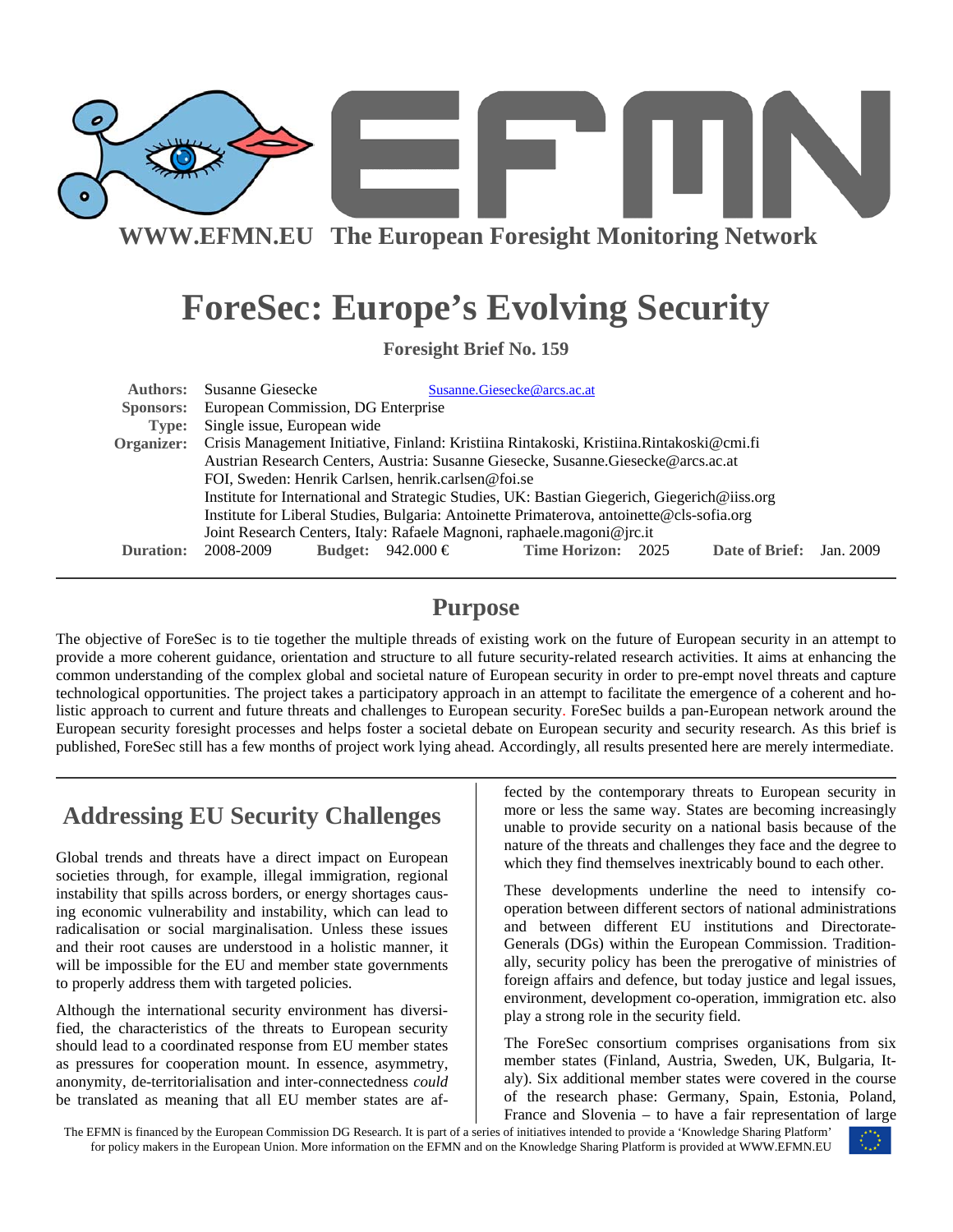WWW.EFMN.EU The European Foresight Monitoring Network

# ForeSec: Europe's Evolving Security

**Foresight Brief No. 159**

| | |
|---|---|
| **Authors:** | Susanne Giesecke Susanne.Giesecke@arcs.ac.at |
| **Sponsors:** | European Commission, DG Enterprise |
| **Type:** | Single issue, European wide |
| **Organizer:** | Crisis Management Initiative, Finland: Kristiina Rintakoski, Kristiina.Rintakoski@cmi.fi<br>Austrian Research Centers, Austria: Susanne Giesecke, Susanne.Giesecke@arcs.ac.at<br>FOI, Sweden: Henrik Carlsen, henrik.carlsen@foi.se<br>Institute for International and Strategic Studies, UK: Bastian Giegerich, Giegerich@iiss.org<br>Institute for Liberal Studies, Bulgaria: Antoinette Primaterova, antoinette@cls-sofia.org<br>Joint Research Centers, Italy: Rafaele Magnoni, raphaele.magoni@jrc.it |
| **Duration:** | 2008-2009 **Budget:** 942.000 € **Time Horizon:** 2025 **Date of Brief:** Jan. 2009 |

## Purpose

The objective of ForeSec is to tie together the multiple threads of existing work on the future of European security in an attempt to provide a more coherent guidance, orientation and structure to all future security-related research activities. It aims at enhancing the common understanding of the complex global and societal nature of European security in order to pre-empt novel threats and capture technological opportunities. The project takes a participatory approach in an attempt to facilitate the emergence of a coherent and holistic approach to current and future threats and challenges to European security. ForeSec builds a pan-European network around the European security foresight processes and helps foster a societal debate on European security and security research. As this brief is published, ForeSec still has a few months of project work lying ahead. Accordingly, all results presented here are merely intermediate.

## Addressing EU Security Challenges

Global trends and threats have a direct impact on European societies through, for example, illegal immigration, regional instability that spills across borders, or energy shortages causing economic vulnerability and instability, which can lead to radicalisation or social marginalisation. Unless these issues and their root causes are understood in a holistic manner, it will be impossible for the EU and member state governments to properly address them with targeted policies.

Although the international security environment has diversified, the characteristics of the threats to European security should lead to a coordinated response from EU member states as pressures for cooperation mount. In essence, asymmetry, anonymity, de-territorialisation and inter-connectedness *could* be translated as meaning that all EU member states are affected by the contemporary threats to European security in more or less the same way. States are becoming increasingly unable to provide security on a national basis because of the nature of the threats and challenges they face and the degree to which they find themselves inextricably bound to each other.

These developments underline the need to intensify co-operation between different sectors of national administrations and between different EU institutions and Directorate-Generals (DGs) within the European Commission. Traditionally, security policy has been the prerogative of ministries of foreign affairs and defence, but today justice and legal issues, environment, development co-operation, immigration etc. also play a strong role in the security field.

The ForeSec consortium comprises organisations from six member states (Finland, Austria, Sweden, UK, Bulgaria, Italy). Six additional member states were covered in the course of the research phase: Germany, Spain, Estonia, Poland, France and Slovenia – to have a fair representation of large

The EFMN is financed by the European Commission DG Research. It is part of a series of initiatives intended to provide a 'Knowledge Sharing Platform' for policy makers in the European Union. More information on the EFMN and on the Knowledge Sharing Platform is provided at WWW.EFMN.EU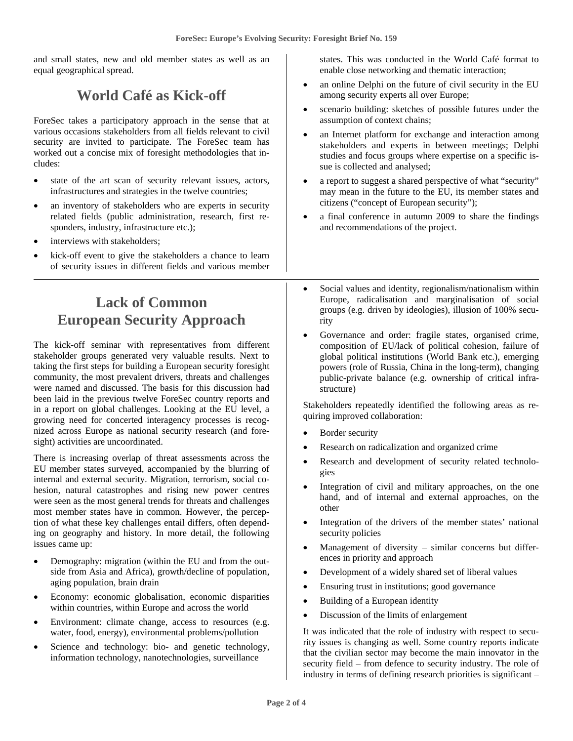and small states, new and old member states as well as an equal geographical spread.

## World Café as Kick-off

ForeSec takes a participatory approach in the sense that at various occasions stakeholders from all fields relevant to civil security are invited to participate. The ForeSec team has worked out a concise mix of foresight methodologies that includes:

- state of the art scan of security relevant issues, actors, infrastructures and strategies in the twelve countries;
- an inventory of stakeholders who are experts in security related fields (public administration, research, first responders, industry, infrastructure etc.);
- interviews with stakeholders;
- kick-off event to give the stakeholders a chance to learn of security issues in different fields and various member states. This was conducted in the World Café format to enable close networking and thematic interaction;
- an online Delphi on the future of civil security in the EU among security experts all over Europe;
- scenario building: sketches of possible futures under the assumption of context chains;
- an Internet platform for exchange and interaction among stakeholders and experts in between meetings; Delphi studies and focus groups where expertise on a specific issue is collected and analysed;
- a report to suggest a shared perspective of what "security" may mean in the future to the EU, its member states and citizens ("concept of European security");
- a final conference in autumn 2009 to share the findings and recommendations of the project.

## Lack of Common European Security Approach

The kick-off seminar with representatives from different stakeholder groups generated very valuable results. Next to taking the first steps for building a European security foresight community, the most prevalent drivers, threats and challenges were named and discussed. The basis for this discussion had been laid in the previous twelve ForeSec country reports and in a report on global challenges. Looking at the EU level, a growing need for concerted interagency processes is recognized across Europe as national security research (and foresight) activities are uncoordinated.

There is increasing overlap of threat assessments across the EU member states surveyed, accompanied by the blurring of internal and external security. Migration, terrorism, social cohesion, natural catastrophes and rising new power centres were seen as the most general trends for threats and challenges most member states have in common. However, the perception of what these key challenges entail differs, often depending on geography and history. In more detail, the following issues came up:

- Demography: migration (within the EU and from the outside from Asia and Africa), growth/decline of population, aging population, brain drain
- Economy: economic globalisation, economic disparities within countries, within Europe and across the world
- Environment: climate change, access to resources (e.g. water, food, energy), environmental problems/pollution
- Science and technology: bio- and genetic technology, information technology, nanotechnologies, surveillance
- Social values and identity, regionalism/nationalism within Europe, radicalisation and marginalisation of social groups (e.g. driven by ideologies), illusion of 100% security
- Governance and order: fragile states, organised crime, composition of EU/lack of political cohesion, failure of global political institutions (World Bank etc.), emerging powers (role of Russia, China in the long-term), changing public-private balance (e.g. ownership of critical infrastructure)

Stakeholders repeatedly identified the following areas as requiring improved collaboration:

- Border security
- Research on radicalization and organized crime
- Research and development of security related technologies
- Integration of civil and military approaches, on the one hand, and of internal and external approaches, on the other
- Integration of the drivers of the member states' national security policies
- Management of diversity – similar concerns but differences in priority and approach
- Development of a widely shared set of liberal values
- Ensuring trust in institutions; good governance
- Building of a European identity
- Discussion of the limits of enlargement

It was indicated that the role of industry with respect to security issues is changing as well. Some country reports indicate that the civilian sector may become the main innovator in the security field – from defence to security industry. The role of industry in terms of defining research priorities is significant –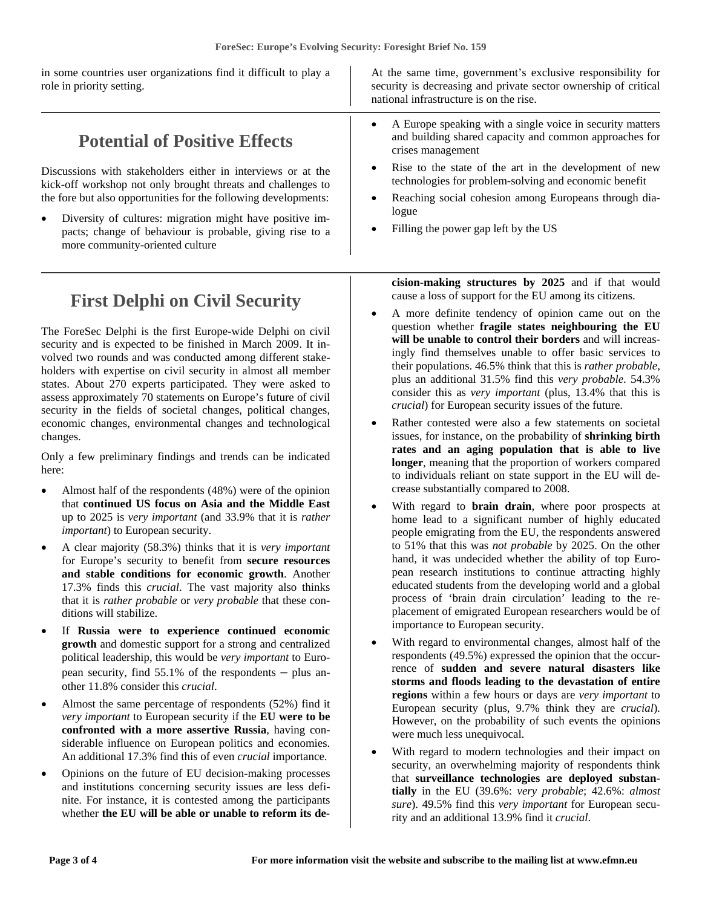in some countries user organizations find it difficult to play a role in priority setting.

At the same time, government's exclusive responsibility for security is decreasing and private sector ownership of critical national infrastructure is on the rise.

## Potential of Positive Effects

Discussions with stakeholders either in interviews or at the kick-off workshop not only brought threats and challenges to the fore but also opportunities for the following developments:

- Diversity of cultures: migration might have positive impacts; change of behaviour is probable, giving rise to a more community-oriented culture
- A Europe speaking with a single voice in security matters and building shared capacity and common approaches for crises management
- Rise to the state of the art in the development of new technologies for problem-solving and economic benefit
- Reaching social cohesion among Europeans through dialogue
- Filling the power gap left by the US

## First Delphi on Civil Security

The ForeSec Delphi is the first Europe-wide Delphi on civil security and is expected to be finished in March 2009. It involved two rounds and was conducted among different stakeholders with expertise on civil security in almost all member states. About 270 experts participated. They were asked to assess approximately 70 statements on Europe's future of civil security in the fields of societal changes, political changes, economic changes, environmental changes and technological changes.

Only a few preliminary findings and trends can be indicated here:

- Almost half of the respondents (48%) were of the opinion that **continued US focus on Asia and the Middle East** up to 2025 is *very important* (and 33.9% that it is *rather important*) to European security.
- A clear majority (58.3%) thinks that it is *very important* for Europe's security to benefit from **secure resources and stable conditions for economic growth**. Another 17.3% finds this *crucial*. The vast majority also thinks that it is *rather probable* or *very probable* that these conditions will stabilize.
- If **Russia were to experience continued economic growth** and domestic support for a strong and centralized political leadership, this would be *very important* to European security, find 55.1% of the respondents – plus another 11.8% consider this *crucial*.
- Almost the same percentage of respondents (52%) find it *very important* to European security if the **EU were to be confronted with a more assertive Russia**, having considerable influence on European politics and economies. An additional 17.3% find this of even *crucial* importance.
- Opinions on the future of EU decision-making processes and institutions concerning security issues are less definite. For instance, it is contested among the participants whether **the EU will be able or unable to reform its decision-making structures by 2025** and if that would cause a loss of support for the EU among its citizens.
- A more definite tendency of opinion came out on the question whether **fragile states neighbouring the EU will be unable to control their borders** and will increasingly find themselves unable to offer basic services to their populations. 46.5% think that this is *rather probable*, plus an additional 31.5% find this *very probable*. 54.3% consider this as *very important* (plus, 13.4% that this is *crucial*) for European security issues of the future.
- Rather contested were also a few statements on societal issues, for instance, on the probability of **shrinking birth rates and an aging population that is able to live longer**, meaning that the proportion of workers compared to individuals reliant on state support in the EU will decrease substantially compared to 2008.
- With regard to **brain drain**, where poor prospects at home lead to a significant number of highly educated people emigrating from the EU, the respondents answered to 51% that this was *not probable* by 2025. On the other hand, it was undecided whether the ability of top European research institutions to continue attracting highly educated students from the developing world and a global process of 'brain drain circulation' leading to the replacement of emigrated European researchers would be of importance to European security.
- With regard to environmental changes, almost half of the respondents (49.5%) expressed the opinion that the occurrence of **sudden and severe natural disasters like storms and floods leading to the devastation of entire regions** within a few hours or days are *very important* to European security (plus, 9.7% think they are *crucial*). However, on the probability of such events the opinions were much less unequivocal.
- With regard to modern technologies and their impact on security, an overwhelming majority of respondents think that **surveillance technologies are deployed substantially** in the EU (39.6%: *very probable*; 42.6%: *almost sure*). 49.5% find this *very important* for European security and an additional 13.9% find it *crucial*.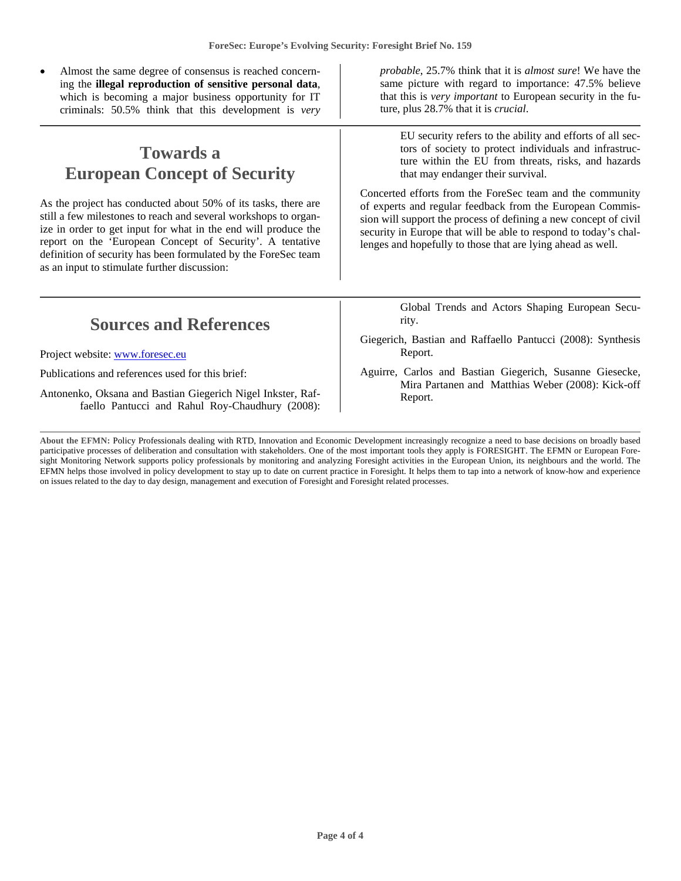- Almost the same degree of consensus is reached concerning the **illegal reproduction of sensitive personal data**, which is becoming a major business opportunity for IT criminals: 50.5% think that this development is *very probable*, 25.7% think that it is *almost sure*! We have the same picture with regard to importance: 47.5% believe that this is *very important* to European security in the future, plus 28.7% that it is *crucial*.

## Towards a European Concept of Security

As the project has conducted about 50% of its tasks, there are still a few milestones to reach and several workshops to organize in order to get input for what in the end will produce the report on the 'European Concept of Security'. A tentative definition of security has been formulated by the ForeSec team as an input to stimulate further discussion:

> EU security refers to the ability and efforts of all sectors of society to protect individuals and infrastructure within the EU from threats, risks, and hazards that may endanger their survival.

Concerted efforts from the ForeSec team and the community of experts and regular feedback from the European Commission will support the process of defining a new concept of civil security in Europe that will be able to respond to today's challenges and hopefully to those that are lying ahead as well.

## Sources and References

Project website: [www.foresec.eu](http://www.foresec.eu)

Publications and references used for this brief:

Antonenko, Oksana and Bastian Giegerich Nigel Inkster, Raffaello Pantucci and Rahul Roy-Chaudhury (2008): Global Trends and Actors Shaping European Security.

Giegerich, Bastian and Raffaello Pantucci (2008): Synthesis Report.

Aguirre, Carlos and Bastian Giegerich, Susanne Giesecke, Mira Partanen and Matthias Weber (2008): Kick-off Report.

---

**About the EFMN:** Policy Professionals dealing with RTD, Innovation and Economic Development increasingly recognize a need to base decisions on broadly based participative processes of deliberation and consultation with stakeholders. One of the most important tools they apply is FORESIGHT. The EFMN or European Foresight Monitoring Network supports policy professionals by monitoring and analyzing Foresight activities in the European Union, its neighbours and the world. The EFMN helps those involved in policy development to stay up to date on current practice in Foresight. It helps them to tap into a network of know-how and experience on issues related to the day to day design, management and execution of Foresight and Foresight related processes.